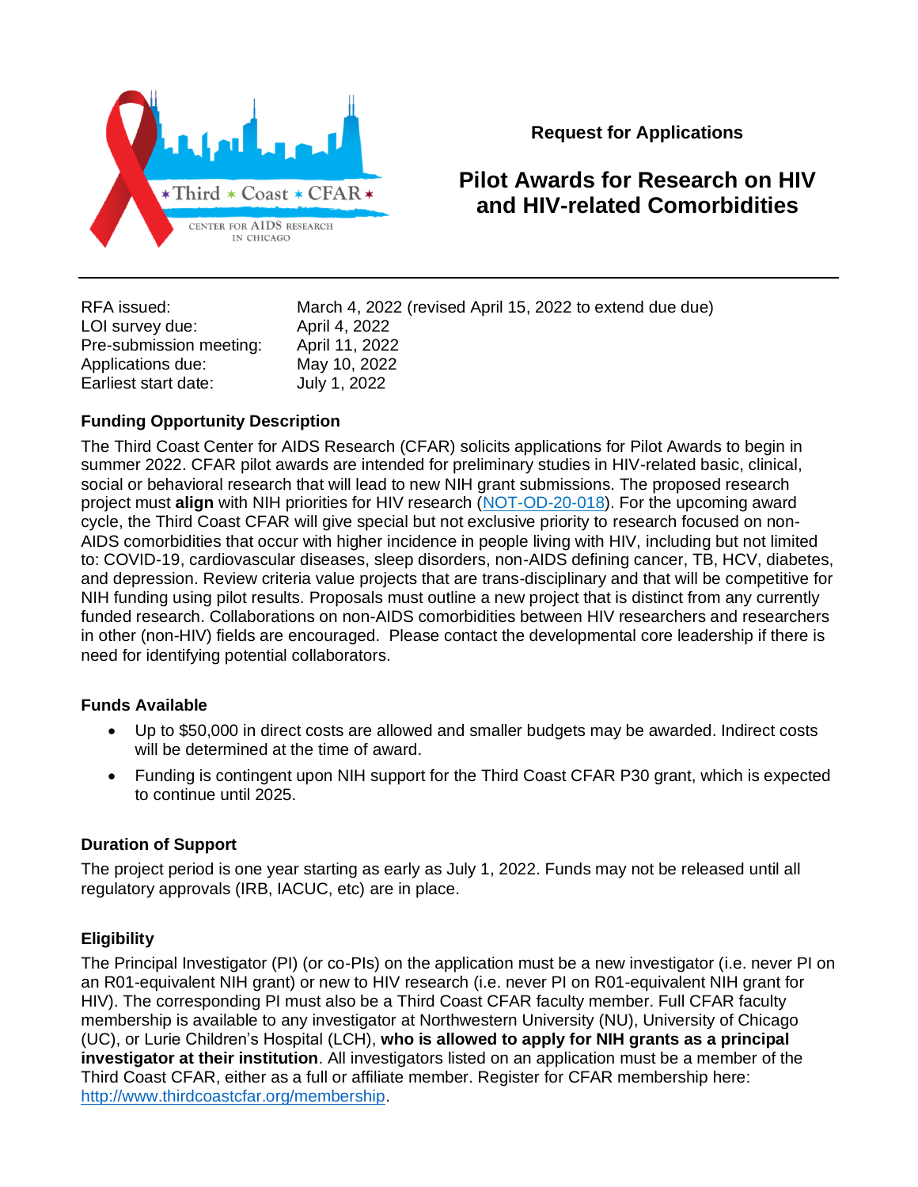Request for Applications

# Pilot Awards for Research on HIV and HIV-related Comorbidities

| | |
|---|---|
| RFA issued: | March 4, 2022 (revised April 15, 2022 to extend due due) |
| LOI survey due: | April 4, 2022 |
| Pre-submission meeting: | April 11, 2022 |
| Applications due: | May 10, 2022 |
| Earliest start date: | July 1, 2022 |

## Funding Opportunity Description

The Third Coast Center for AIDS Research (CFAR) solicits applications for Pilot Awards to begin in summer 2022. CFAR pilot awards are intended for preliminary studies in HIV-related basic, clinical, social or behavioral research that will lead to new NIH grant submissions. The proposed research project must **align** with NIH priorities for HIV research (NOT-OD-20-018). For the upcoming award cycle, the Third Coast CFAR will give special but not exclusive priority to research focused on non-AIDS comorbidities that occur with higher incidence in people living with HIV, including but not limited to: COVID-19, cardiovascular diseases, sleep disorders, non-AIDS defining cancer, TB, HCV, diabetes, and depression. Review criteria value projects that are trans-disciplinary and that will be competitive for NIH funding using pilot results. Proposals must outline a new project that is distinct from any currently funded research. Collaborations on non-AIDS comorbidities between HIV researchers and researchers in other (non-HIV) fields are encouraged. Please contact the developmental core leadership if there is need for identifying potential collaborators.

## Funds Available

- Up to $50,000 in direct costs are allowed and smaller budgets may be awarded. Indirect costs will be determined at the time of award.
- Funding is contingent upon NIH support for the Third Coast CFAR P30 grant, which is expected to continue until 2025.

## Duration of Support

The project period is one year starting as early as July 1, 2022. Funds may not be released until all regulatory approvals (IRB, IACUC, etc) are in place.

## Eligibility

The Principal Investigator (PI) (or co-PIs) on the application must be a new investigator (i.e. never PI on an R01-equivalent NIH grant) or new to HIV research (i.e. never PI on R01-equivalent NIH grant for HIV). The corresponding PI must also be a Third Coast CFAR faculty member. Full CFAR faculty membership is available to any investigator at Northwestern University (NU), University of Chicago (UC), or Lurie Children's Hospital (LCH), **who is allowed to apply for NIH grants as a principal investigator at their institution**. All investigators listed on an application must be a member of the Third Coast CFAR, either as a full or affiliate member. Register for CFAR membership here: http://www.thirdcoastcfar.org/membership.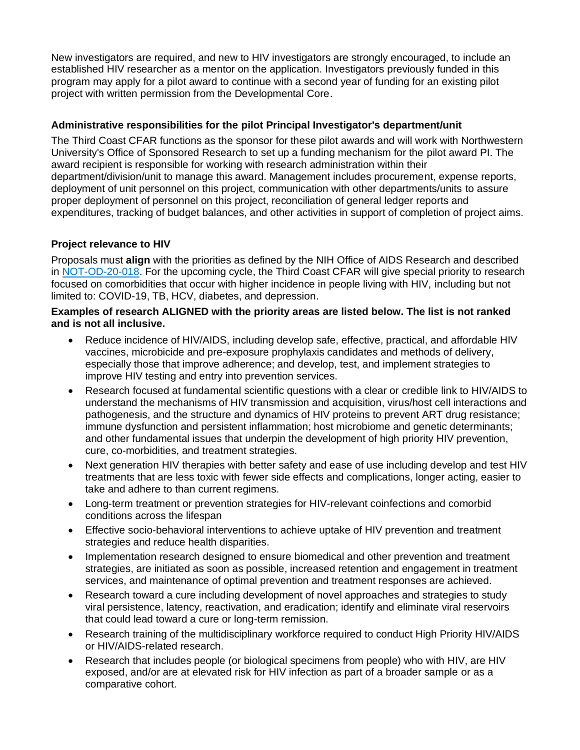New investigators are required, and new to HIV investigators are strongly encouraged, to include an established HIV researcher as a mentor on the application. Investigators previously funded in this program may apply for a pilot award to continue with a second year of funding for an existing pilot project with written permission from the Developmental Core.

### Administrative responsibilities for the pilot Principal Investigator's department/unit

The Third Coast CFAR functions as the sponsor for these pilot awards and will work with Northwestern University's Office of Sponsored Research to set up a funding mechanism for the pilot award PI. The award recipient is responsible for working with research administration within their department/division/unit to manage this award. Management includes procurement, expense reports, deployment of unit personnel on this project, communication with other departments/units to assure proper deployment of personnel on this project, reconciliation of general ledger reports and expenditures, tracking of budget balances, and other activities in support of completion of project aims.

### Project relevance to HIV

Proposals must **align** with the priorities as defined by the NIH Office of AIDS Research and described in [NOT-OD-20-018](NOT-OD-20-018). For the upcoming cycle, the Third Coast CFAR will give special priority to research focused on comorbidities that occur with higher incidence in people living with HIV, including but not limited to: COVID-19, TB, HCV, diabetes, and depression.

**Examples of research ALIGNED with the priority areas are listed below. The list is not ranked and is not all inclusive.**

- Reduce incidence of HIV/AIDS, including develop safe, effective, practical, and affordable HIV vaccines, microbicide and pre-exposure prophylaxis candidates and methods of delivery, especially those that improve adherence; and develop, test, and implement strategies to improve HIV testing and entry into prevention services.
- Research focused at fundamental scientific questions with a clear or credible link to HIV/AIDS to understand the mechanisms of HIV transmission and acquisition, virus/host cell interactions and pathogenesis, and the structure and dynamics of HIV proteins to prevent ART drug resistance; immune dysfunction and persistent inflammation; host microbiome and genetic determinants; and other fundamental issues that underpin the development of high priority HIV prevention, cure, co-morbidities, and treatment strategies.
- Next generation HIV therapies with better safety and ease of use including develop and test HIV treatments that are less toxic with fewer side effects and complications, longer acting, easier to take and adhere to than current regimens.
- Long-term treatment or prevention strategies for HIV-relevant coinfections and comorbid conditions across the lifespan
- Effective socio-behavioral interventions to achieve uptake of HIV prevention and treatment strategies and reduce health disparities.
- Implementation research designed to ensure biomedical and other prevention and treatment strategies, are initiated as soon as possible, increased retention and engagement in treatment services, and maintenance of optimal prevention and treatment responses are achieved.
- Research toward a cure including development of novel approaches and strategies to study viral persistence, latency, reactivation, and eradication; identify and eliminate viral reservoirs that could lead toward a cure or long-term remission.
- Research training of the multidisciplinary workforce required to conduct High Priority HIV/AIDS or HIV/AIDS-related research.
- Research that includes people (or biological specimens from people) who with HIV, are HIV exposed, and/or are at elevated risk for HIV infection as part of a broader sample or as a comparative cohort.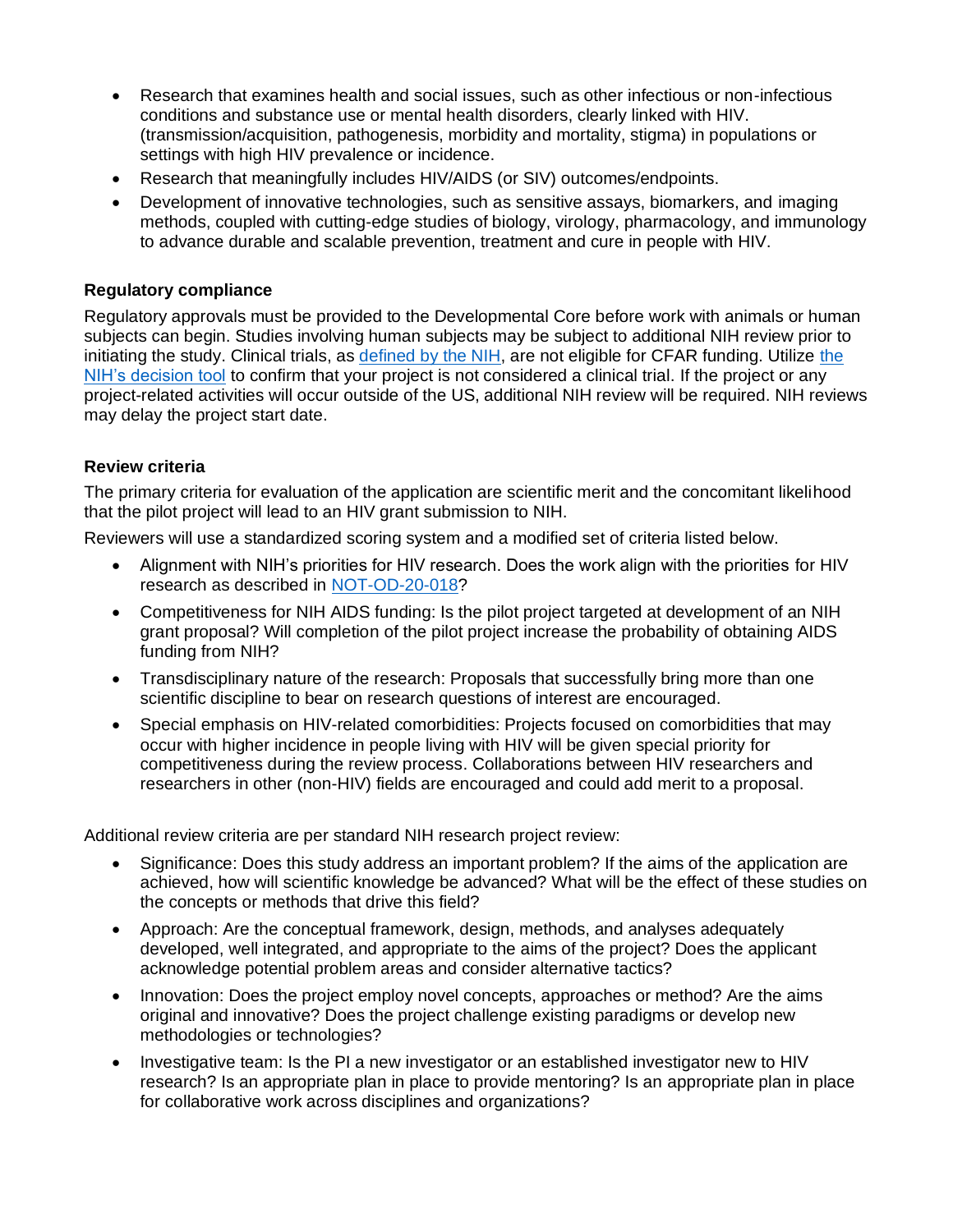- Research that examines health and social issues, such as other infectious or non-infectious conditions and substance use or mental health disorders, clearly linked with HIV. (transmission/acquisition, pathogenesis, morbidity and mortality, stigma) in populations or settings with high HIV prevalence or incidence.
- Research that meaningfully includes HIV/AIDS (or SIV) outcomes/endpoints.
- Development of innovative technologies, such as sensitive assays, biomarkers, and imaging methods, coupled with cutting-edge studies of biology, virology, pharmacology, and immunology to advance durable and scalable prevention, treatment and cure in people with HIV.

**Regulatory compliance**

Regulatory approvals must be provided to the Developmental Core before work with animals or human subjects can begin. Studies involving human subjects may be subject to additional NIH review prior to initiating the study. Clinical trials, as defined by the NIH, are not eligible for CFAR funding. Utilize the NIH's decision tool to confirm that your project is not considered a clinical trial. If the project or any project-related activities will occur outside of the US, additional NIH review will be required. NIH reviews may delay the project start date.

**Review criteria**

The primary criteria for evaluation of the application are scientific merit and the concomitant likelihood that the pilot project will lead to an HIV grant submission to NIH.

Reviewers will use a standardized scoring system and a modified set of criteria listed below.

- Alignment with NIH's priorities for HIV research. Does the work align with the priorities for HIV research as described in NOT-OD-20-018?
- Competitiveness for NIH AIDS funding: Is the pilot project targeted at development of an NIH grant proposal? Will completion of the pilot project increase the probability of obtaining AIDS funding from NIH?
- Transdisciplinary nature of the research: Proposals that successfully bring more than one scientific discipline to bear on research questions of interest are encouraged.
- Special emphasis on HIV-related comorbidities: Projects focused on comorbidities that may occur with higher incidence in people living with HIV will be given special priority for competitiveness during the review process. Collaborations between HIV researchers and researchers in other (non-HIV) fields are encouraged and could add merit to a proposal.

Additional review criteria are per standard NIH research project review:

- Significance: Does this study address an important problem? If the aims of the application are achieved, how will scientific knowledge be advanced? What will be the effect of these studies on the concepts or methods that drive this field?
- Approach: Are the conceptual framework, design, methods, and analyses adequately developed, well integrated, and appropriate to the aims of the project? Does the applicant acknowledge potential problem areas and consider alternative tactics?
- Innovation: Does the project employ novel concepts, approaches or method? Are the aims original and innovative? Does the project challenge existing paradigms or develop new methodologies or technologies?
- Investigative team: Is the PI a new investigator or an established investigator new to HIV research? Is an appropriate plan in place to provide mentoring? Is an appropriate plan in place for collaborative work across disciplines and organizations?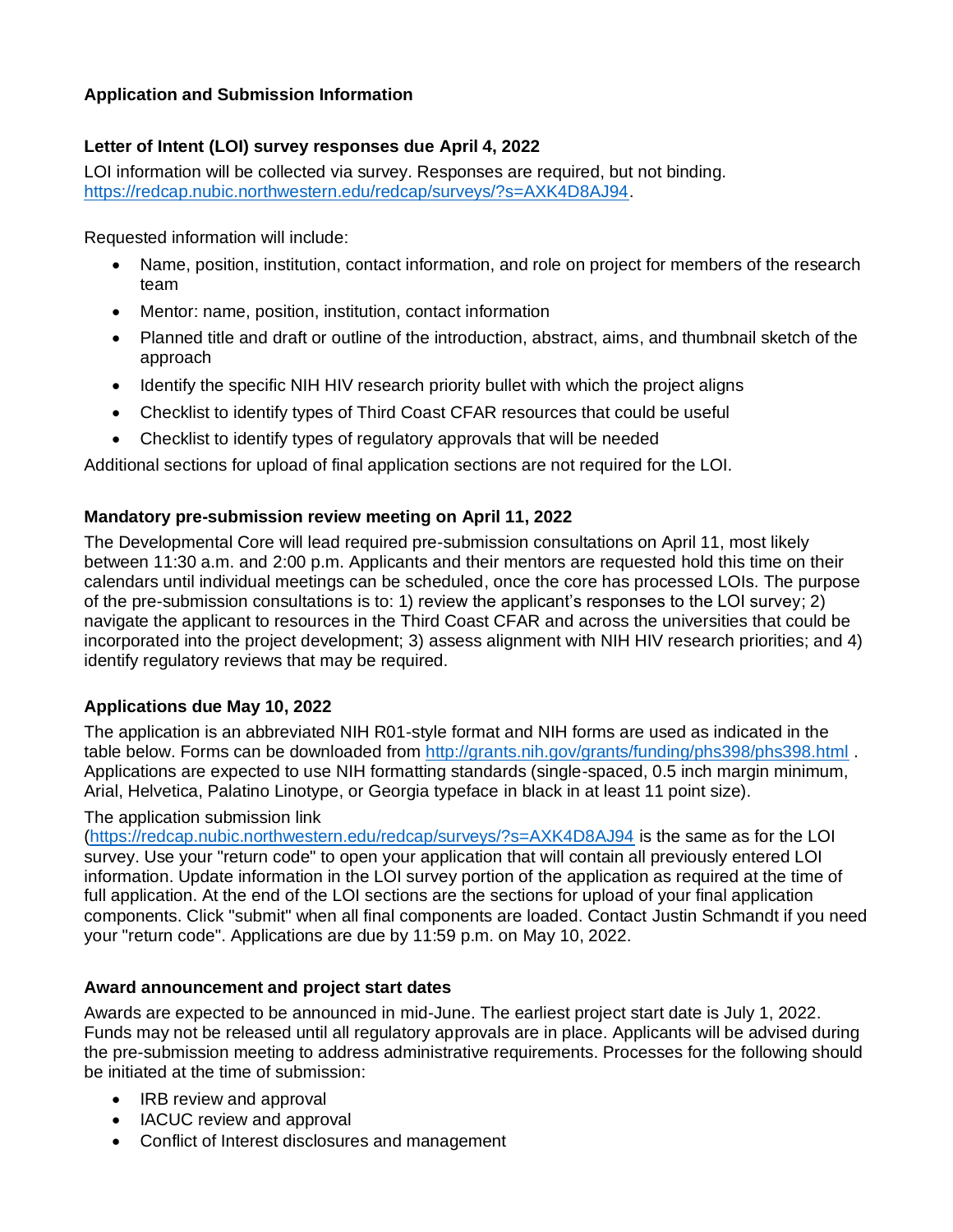**Application and Submission Information**

**Letter of Intent (LOI) survey responses due April 4, 2022**

LOI information will be collected via survey. Responses are required, but not binding. https://redcap.nubic.northwestern.edu/redcap/surveys/?s=AXK4D8AJ94.

Requested information will include:

- Name, position, institution, contact information, and role on project for members of the research team
- Mentor: name, position, institution, contact information
- Planned title and draft or outline of the introduction, abstract, aims, and thumbnail sketch of the approach
- Identify the specific NIH HIV research priority bullet with which the project aligns
- Checklist to identify types of Third Coast CFAR resources that could be useful
- Checklist to identify types of regulatory approvals that will be needed

Additional sections for upload of final application sections are not required for the LOI.

**Mandatory pre-submission review meeting on April 11, 2022**

The Developmental Core will lead required pre-submission consultations on April 11, most likely between 11:30 a.m. and 2:00 p.m. Applicants and their mentors are requested hold this time on their calendars until individual meetings can be scheduled, once the core has processed LOIs. The purpose of the pre-submission consultations is to: 1) review the applicant's responses to the LOI survey; 2) navigate the applicant to resources in the Third Coast CFAR and across the universities that could be incorporated into the project development; 3) assess alignment with NIH HIV research priorities; and 4) identify regulatory reviews that may be required.

**Applications due May 10, 2022**

The application is an abbreviated NIH R01-style format and NIH forms are used as indicated in the table below. Forms can be downloaded from http://grants.nih.gov/grants/funding/phs398/phs398.html . Applications are expected to use NIH formatting standards (single-spaced, 0.5 inch margin minimum, Arial, Helvetica, Palatino Linotype, or Georgia typeface in black in at least 11 point size).

The application submission link (https://redcap.nubic.northwestern.edu/redcap/surveys/?s=AXK4D8AJ94 is the same as for the LOI survey. Use your "return code" to open your application that will contain all previously entered LOI information. Update information in the LOI survey portion of the application as required at the time of full application. At the end of the LOI sections are the sections for upload of your final application components. Click "submit" when all final components are loaded. Contact Justin Schmandt if you need your "return code". Applications are due by 11:59 p.m. on May 10, 2022.

**Award announcement and project start dates**

Awards are expected to be announced in mid-June. The earliest project start date is July 1, 2022. Funds may not be released until all regulatory approvals are in place. Applicants will be advised during the pre-submission meeting to address administrative requirements. Processes for the following should be initiated at the time of submission:

- IRB review and approval
- IACUC review and approval
- Conflict of Interest disclosures and management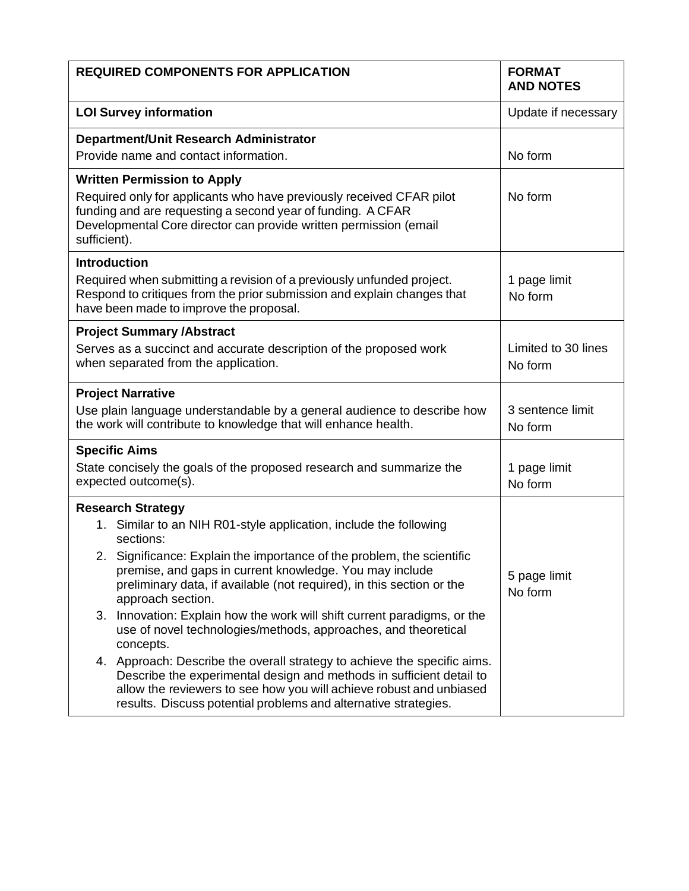| REQUIRED COMPONENTS FOR APPLICATION | FORMAT AND NOTES |
|---|---|
| **LOI Survey information** | Update if necessary |
| **Department/Unit Research Administrator**<br>Provide name and contact information. | No form |
| **Written Permission to Apply**<br>Required only for applicants who have previously received CFAR pilot funding and are requesting a second year of funding. A CFAR Developmental Core director can provide written permission (email sufficient). | No form |
| **Introduction**<br>Required when submitting a revision of a previously unfunded project. Respond to critiques from the prior submission and explain changes that have been made to improve the proposal. | 1 page limit<br>No form |
| **Project Summary /Abstract**<br>Serves as a succinct and accurate description of the proposed work when separated from the application. | Limited to 30 lines<br>No form |
| **Project Narrative**<br>Use plain language understandable by a general audience to describe how the work will contribute to knowledge that will enhance health. | 3 sentence limit<br>No form |
| **Specific Aims**<br>State concisely the goals of the proposed research and summarize the expected outcome(s). | 1 page limit<br>No form |
| **Research Strategy**<br>1. Similar to an NIH R01-style application, include the following sections:<br>2. Significance: Explain the importance of the problem, the scientific premise, and gaps in current knowledge. You may include preliminary data, if available (not required), in this section or the approach section.<br>3. Innovation: Explain how the work will shift current paradigms, or the use of novel technologies/methods, approaches, and theoretical concepts.<br>4. Approach: Describe the overall strategy to achieve the specific aims. Describe the experimental design and methods in sufficient detail to allow the reviewers to see how you will achieve robust and unbiased results. Discuss potential problems and alternative strategies. | 5 page limit<br>No form |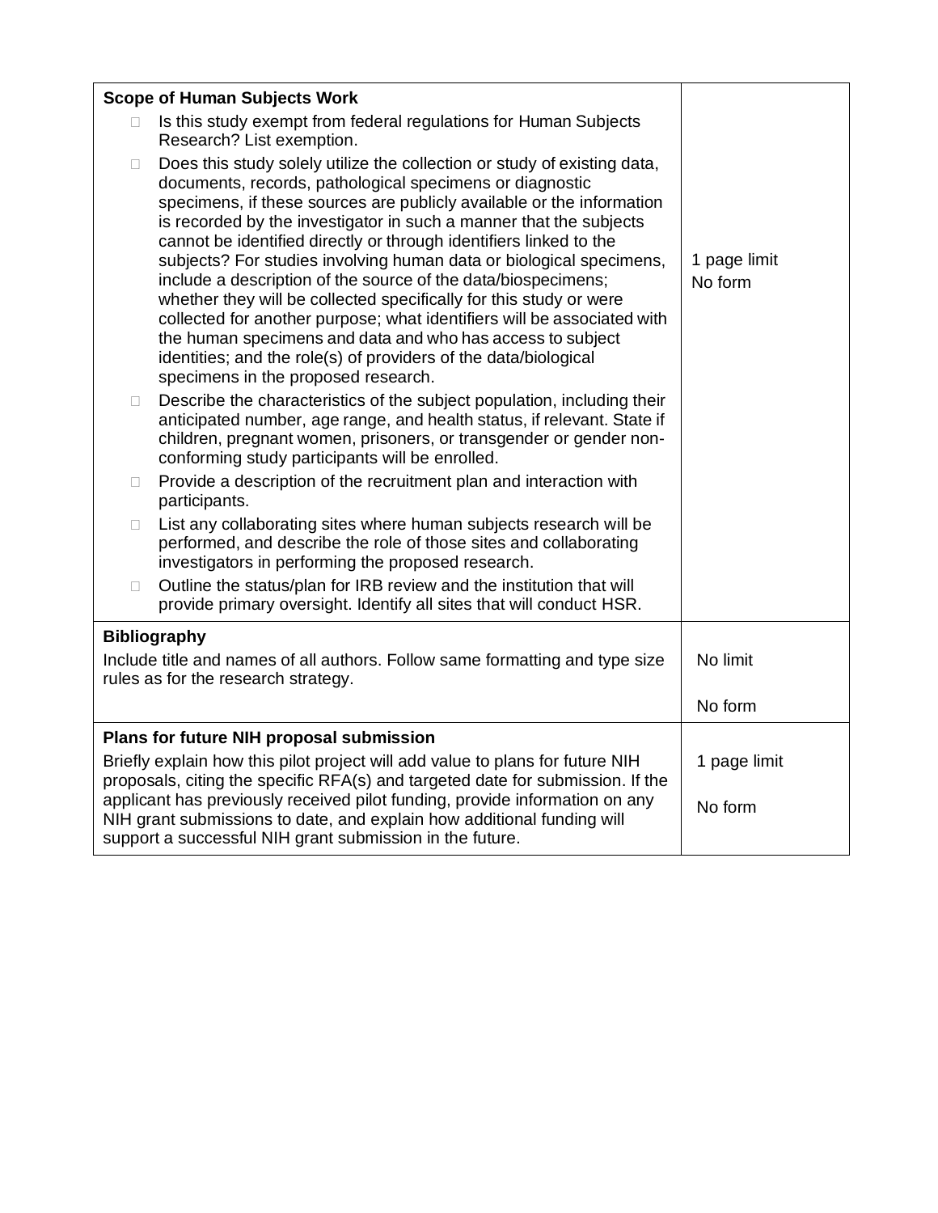| Section | Limit |
| --- | --- |
| **Scope of Human Subjects Work**<br>☐ Is this study exempt from federal regulations for Human Subjects Research? List exemption.<br>☐ Does this study solely utilize the collection or study of existing data, documents, records, pathological specimens or diagnostic specimens, if these sources are publicly available or the information is recorded by the investigator in such a manner that the subjects cannot be identified directly or through identifiers linked to the subjects? For studies involving human data or biological specimens, include a description of the source of the data/biospecimens; whether they will be collected specifically for this study or were collected for another purpose; what identifiers will be associated with the human specimens and data and who has access to subject identities; and the role(s) of providers of the data/biological specimens in the proposed research.<br>☐ Describe the characteristics of the subject population, including their anticipated number, age range, and health status, if relevant. State if children, pregnant women, prisoners, or transgender or gender non-conforming study participants will be enrolled.<br>☐ Provide a description of the recruitment plan and interaction with participants.<br>☐ List any collaborating sites where human subjects research will be performed, and describe the role of those sites and collaborating investigators in performing the proposed research.<br>☐ Outline the status/plan for IRB review and the institution that will provide primary oversight. Identify all sites that will conduct HSR. | 1 page limit<br>No form |
| **Bibliography**<br>Include title and names of all authors. Follow same formatting and type size rules as for the research strategy. | No limit<br><br>No form |
| **Plans for future NIH proposal submission**<br>Briefly explain how this pilot project will add value to plans for future NIH proposals, citing the specific RFA(s) and targeted date for submission. If the applicant has previously received pilot funding, provide information on any NIH grant submissions to date, and explain how additional funding will support a successful NIH grant submission in the future. | 1 page limit<br><br>No form |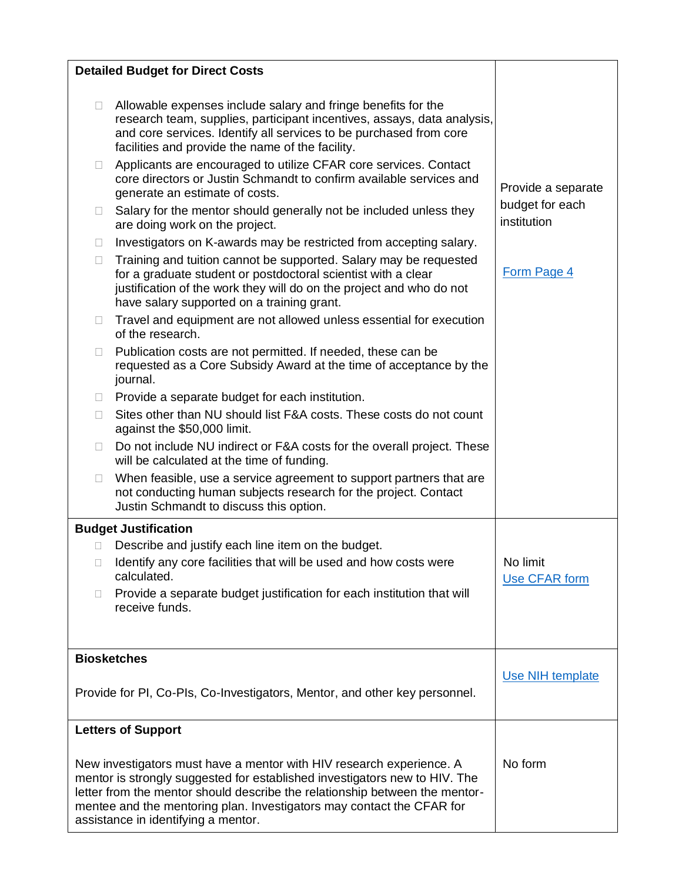| Section | Requirements |
|---|---|
| **Detailed Budget for Direct Costs**<br><br>☐ Allowable expenses include salary and fringe benefits for the research team, supplies, participant incentives, assays, data analysis, and core services. Identify all services to be purchased from core facilities and provide the name of the facility.<br>☐ Applicants are encouraged to utilize CFAR core services. Contact core directors or Justin Schmandt to confirm available services and generate an estimate of costs.<br>☐ Salary for the mentor should generally not be included unless they are doing work on the project.<br>☐ Investigators on K-awards may be restricted from accepting salary.<br>☐ Training and tuition cannot be supported. Salary may be requested for a graduate student or postdoctoral scientist with a clear justification of the work they will do on the project and who do not have salary supported on a training grant.<br>☐ Travel and equipment are not allowed unless essential for execution of the research.<br>☐ Publication costs are not permitted. If needed, these can be requested as a Core Subsidy Award at the time of acceptance by the journal.<br>☐ Provide a separate budget for each institution.<br>☐ Sites other than NU should list F&A costs. These costs do not count against the $50,000 limit.<br>☐ Do not include NU indirect or F&A costs for the overall project. These will be calculated at the time of funding.<br>☐ When feasible, use a service agreement to support partners that are not conducting human subjects research for the project. Contact Justin Schmandt to discuss this option. | Provide a separate budget for each institution<br><br>Form Page 4 |
| **Budget Justification**<br>☐ Describe and justify each line item on the budget.<br>☐ Identify any core facilities that will be used and how costs were calculated.<br>☐ Provide a separate budget justification for each institution that will receive funds. | No limit<br>Use CFAR form |
| **Biosketches**<br><br>Provide for PI, Co-PIs, Co-Investigators, Mentor, and other key personnel. | Use NIH template |
| **Letters of Support**<br><br>New investigators must have a mentor with HIV research experience. A mentor is strongly suggested for established investigators new to HIV. The letter from the mentor should describe the relationship between the mentor-mentee and the mentoring plan. Investigators may contact the CFAR for assistance in identifying a mentor. | No form |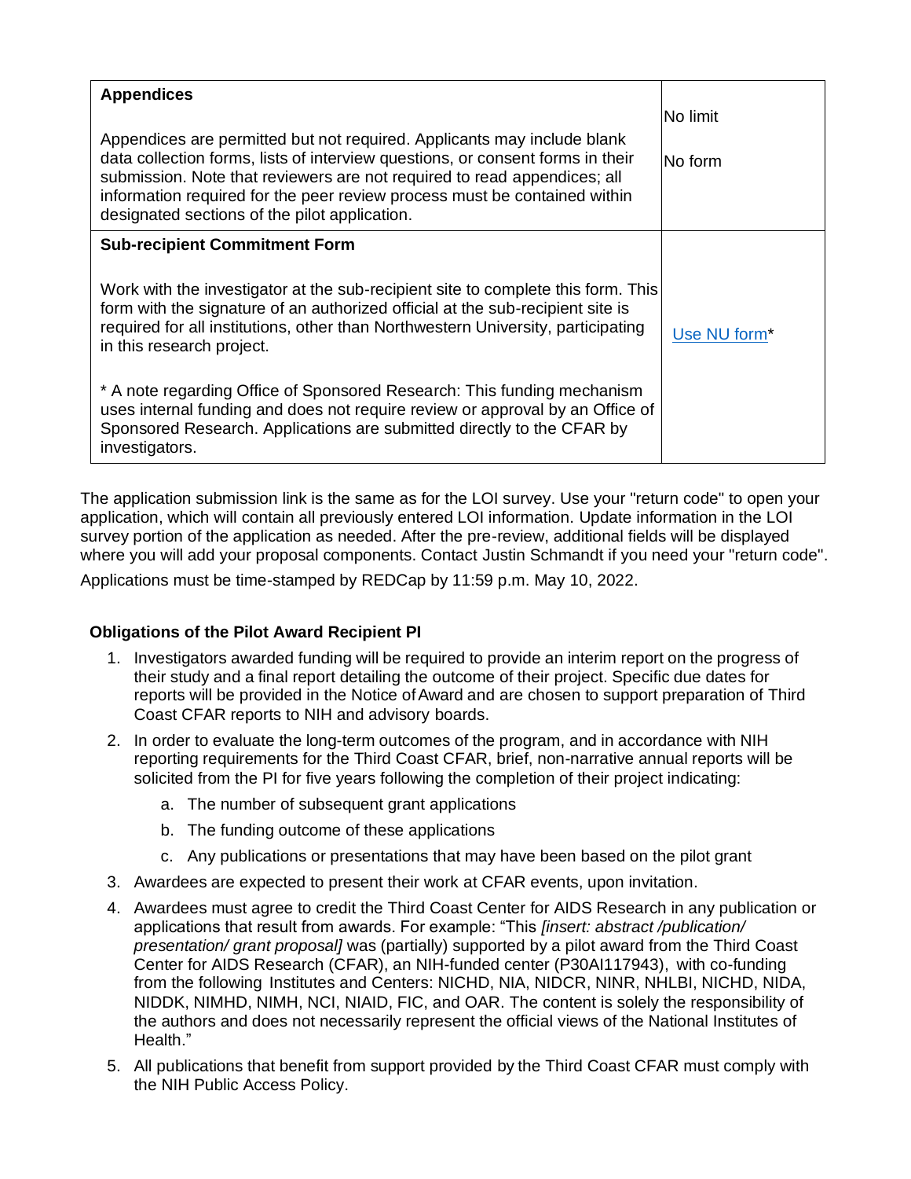| **Appendices**<br><br>Appendices are permitted but not required. Applicants may include blank data collection forms, lists of interview questions, or consent forms in their submission. Note that reviewers are not required to read appendices; all information required for the peer review process must be contained within designated sections of the pilot application. | No limit<br><br>No form |
| --- | --- |
| **Sub-recipient Commitment Form**<br><br>Work with the investigator at the sub-recipient site to complete this form. This form with the signature of an authorized official at the sub-recipient site is required for all institutions, other than Northwestern University, participating in this research project.<br><br>* A note regarding Office of Sponsored Research: This funding mechanism uses internal funding and does not require review or approval by an Office of Sponsored Research. Applications are submitted directly to the CFAR by investigators. | Use NU form* |

The application submission link is the same as for the LOI survey. Use your "return code" to open your application, which will contain all previously entered LOI information. Update information in the LOI survey portion of the application as needed. After the pre-review, additional fields will be displayed where you will add your proposal components. Contact Justin Schmandt if you need your "return code".

Applications must be time-stamped by REDCap by 11:59 p.m. May 10, 2022.

**Obligations of the Pilot Award Recipient PI**

1. Investigators awarded funding will be required to provide an interim report on the progress of their study and a final report detailing the outcome of their project. Specific due dates for reports will be provided in the Notice of Award and are chosen to support preparation of Third Coast CFAR reports to NIH and advisory boards.
2. In order to evaluate the long-term outcomes of the program, and in accordance with NIH reporting requirements for the Third Coast CFAR, brief, non-narrative annual reports will be solicited from the PI for five years following the completion of their project indicating:
   a. The number of subsequent grant applications
   b. The funding outcome of these applications
   c. Any publications or presentations that may have been based on the pilot grant
3. Awardees are expected to present their work at CFAR events, upon invitation.
4. Awardees must agree to credit the Third Coast Center for AIDS Research in any publication or applications that result from awards. For example: "This *[insert: abstract /publication/ presentation/ grant proposal]* was (partially) supported by a pilot award from the Third Coast Center for AIDS Research (CFAR), an NIH-funded center (P30AI117943), with co-funding from the following Institutes and Centers: NICHD, NIA, NIDCR, NINR, NHLBI, NICHD, NIDA, NIDDK, NIMHD, NIMH, NCI, NIAID, FIC, and OAR. The content is solely the responsibility of the authors and does not necessarily represent the official views of the National Institutes of Health."
5. All publications that benefit from support provided by the Third Coast CFAR must comply with the NIH Public Access Policy.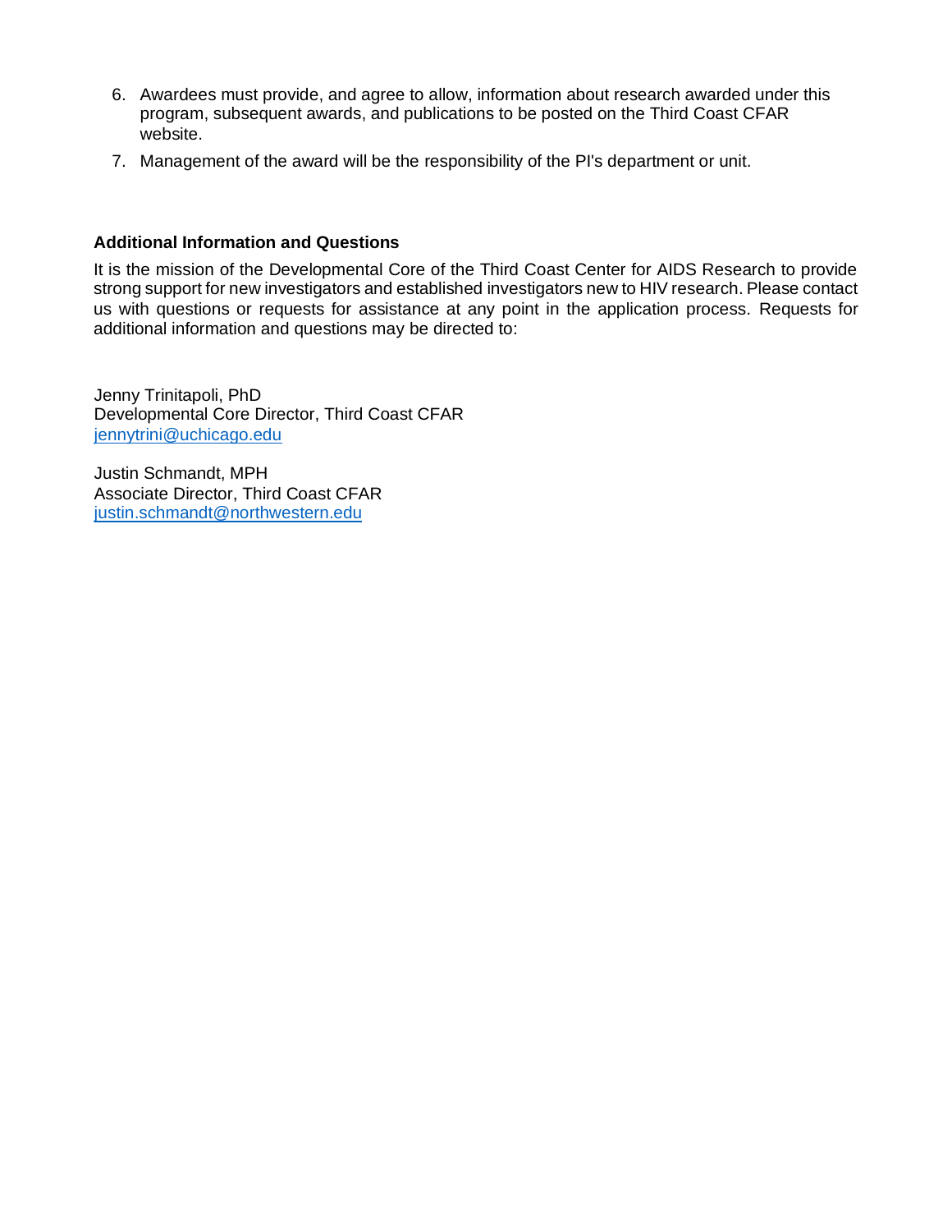6. Awardees must provide, and agree to allow, information about research awarded under this program, subsequent awards, and publications to be posted on the Third Coast CFAR website.
7. Management of the award will be the responsibility of the PI's department or unit.

**Additional Information and Questions**

It is the mission of the Developmental Core of the Third Coast Center for AIDS Research to provide strong support for new investigators and established investigators new to HIV research. Please contact us with questions or requests for assistance at any point in the application process. Requests for additional information and questions may be directed to:

Jenny Trinitapoli, PhD
Developmental Core Director, Third Coast CFAR
jennytrini@uchicago.edu

Justin Schmandt, MPH
Associate Director, Third Coast CFAR
justin.schmandt@northwestern.edu